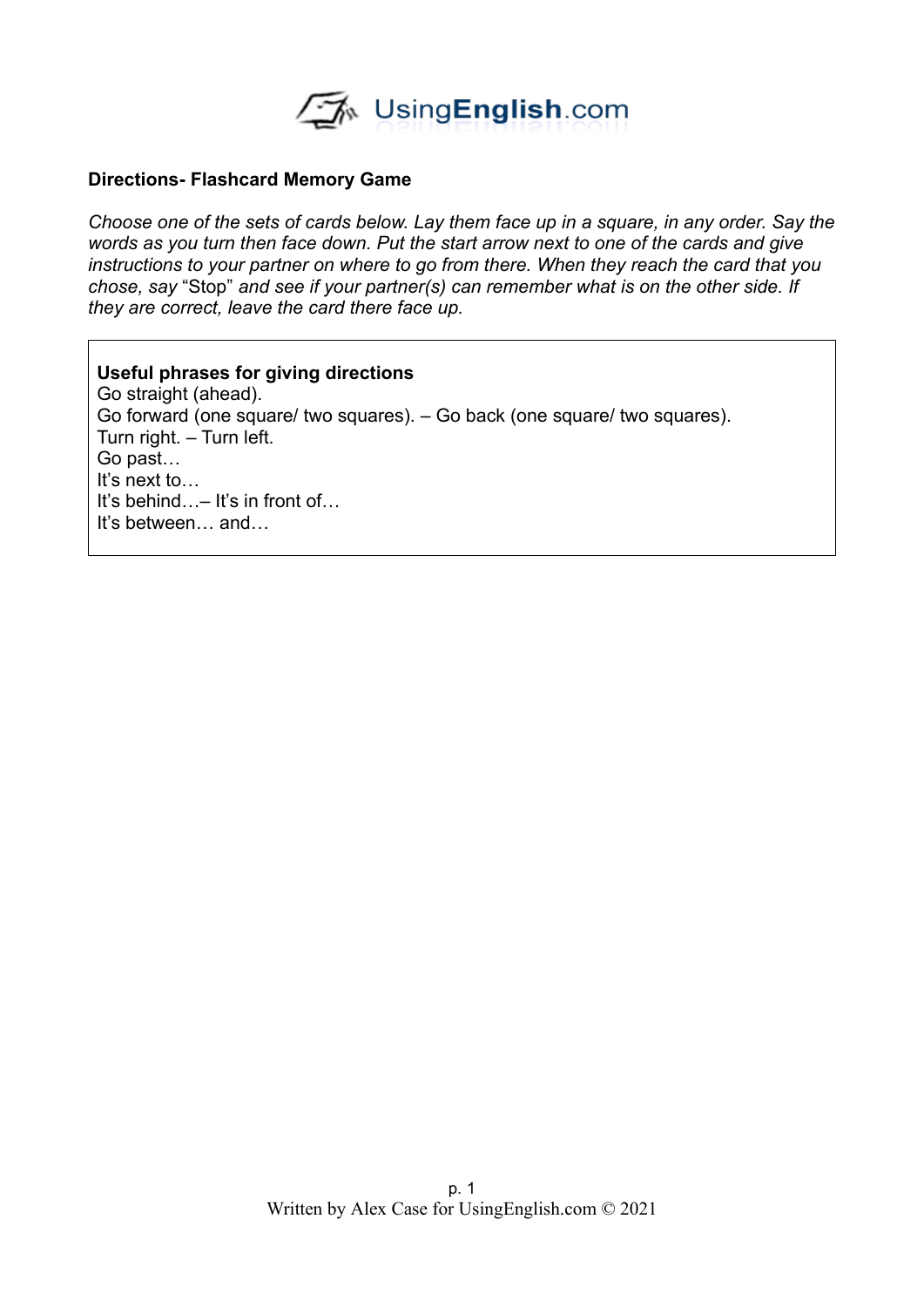**Directions- Flashcard Memory Game**

*Choose one of the sets of cards below. Lay them face up in a square, in any order. Say the words as you turn then face down. Put the start arrow next to one of the cards and give instructions to your partner on where to go from there. When they reach the card that you chose, say* "Stop" *and see if your partner(s) can remember what is on the other side. If they are correct, leave the card there face up.*

**Useful phrases for giving directions**
Go straight (ahead).
Go forward (one square/ two squares). – Go back (one square/ two squares).
Turn right. – Turn left.
Go past…
It's next to…
It's behind…– It's in front of…
It's between… and…

Written by Alex Case for UsingEnglish.com © 2021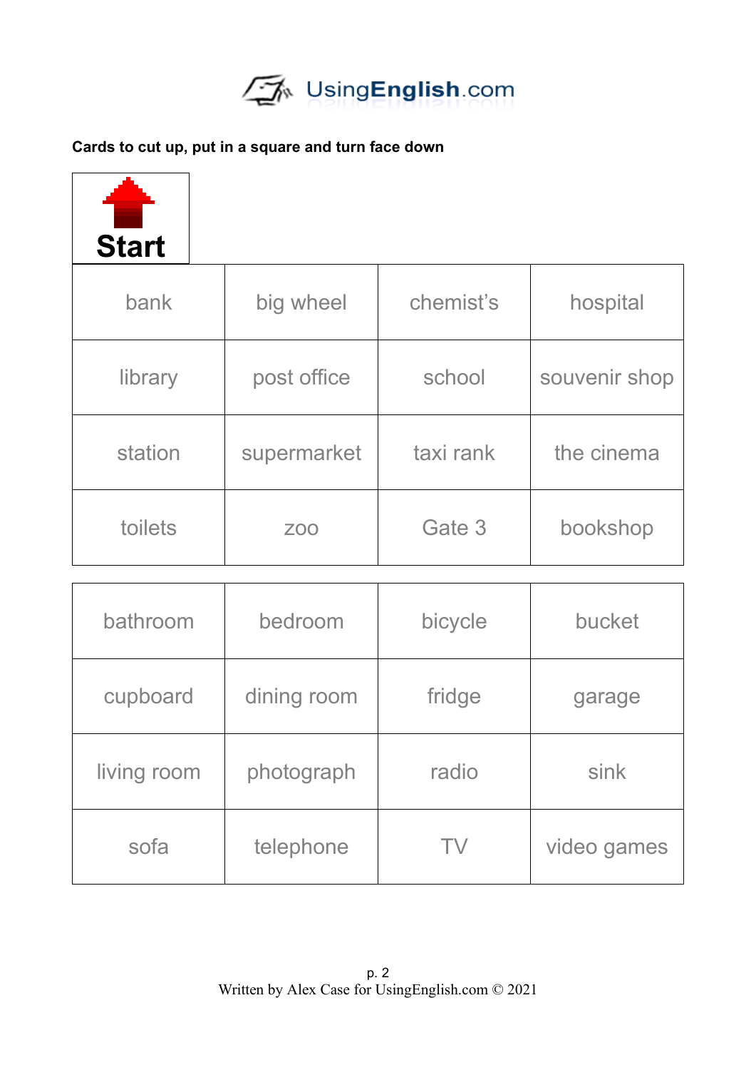**Cards to cut up, put in a square and turn face down**

**Start**

| | | | |
|---|---|---|---|
| bank | big wheel | chemist's | hospital |
| library | post office | school | souvenir shop |
| station | supermarket | taxi rank | the cinema |
| toilets | zoo | Gate 3 | bookshop |

| | | | |
|---|---|---|---|
| bathroom | bedroom | bicycle | bucket |
| cupboard | dining room | fridge | garage |
| living room | photograph | radio | sink |
| sofa | telephone | TV | video games |

Written by Alex Case for UsingEnglish.com © 2021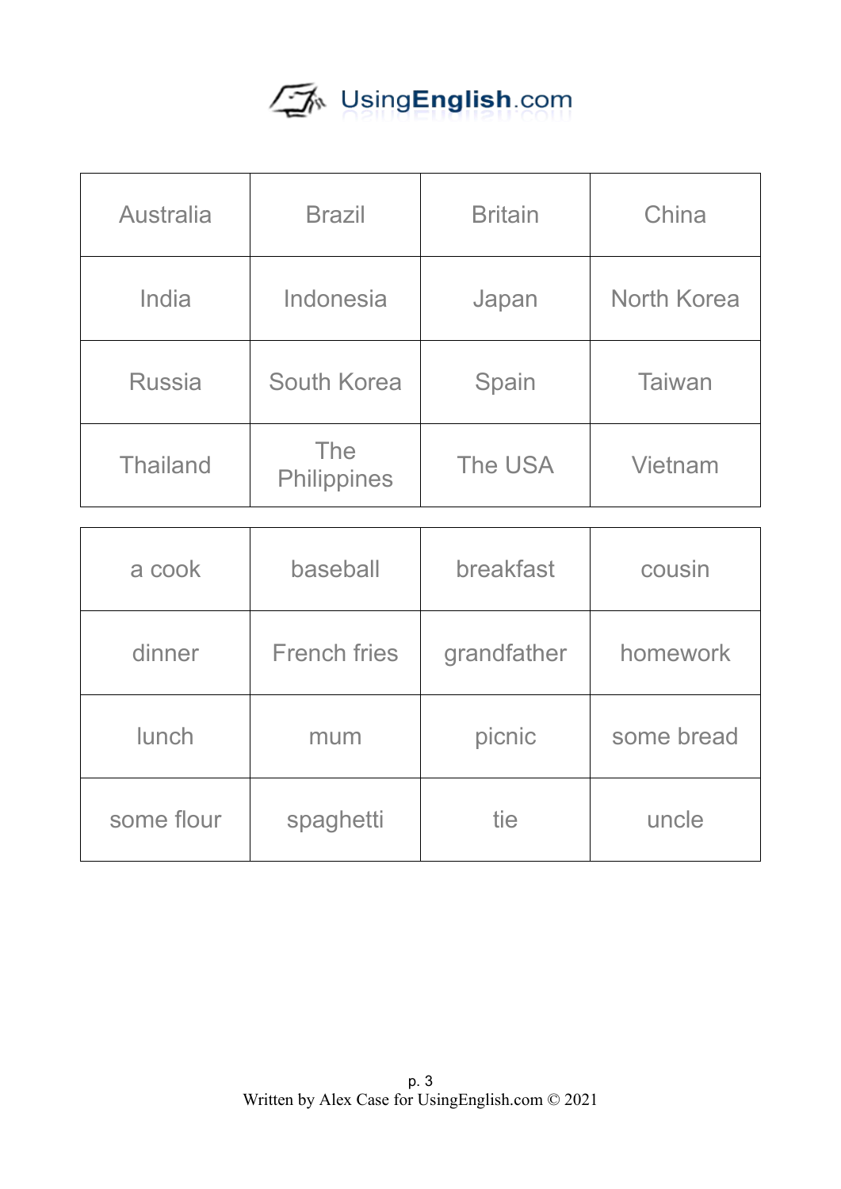| | | | |
|---|---|---|---|
| Australia | Brazil | Britain | China |
| India | Indonesia | Japan | North Korea |
| Russia | South Korea | Spain | Taiwan |
| Thailand | The Philippines | The USA | Vietnam |

| | | | |
|---|---|---|---|
| a cook | baseball | breakfast | cousin |
| dinner | French fries | grandfather | homework |
| lunch | mum | picnic | some bread |
| some flour | spaghetti | tie | uncle |

Written by Alex Case for UsingEnglish.com © 2021